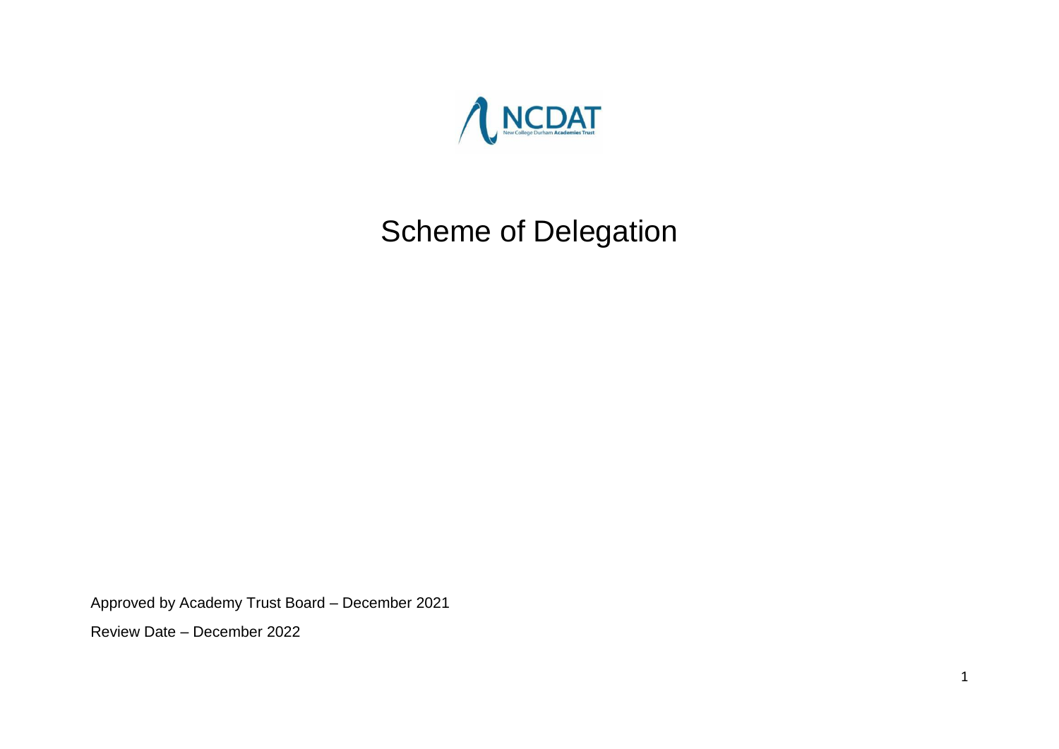NCDAT

New College Durham Academies Trust

# Scheme of Delegation

Approved by Academy Trust Board – December 2021

Review Date – December 2022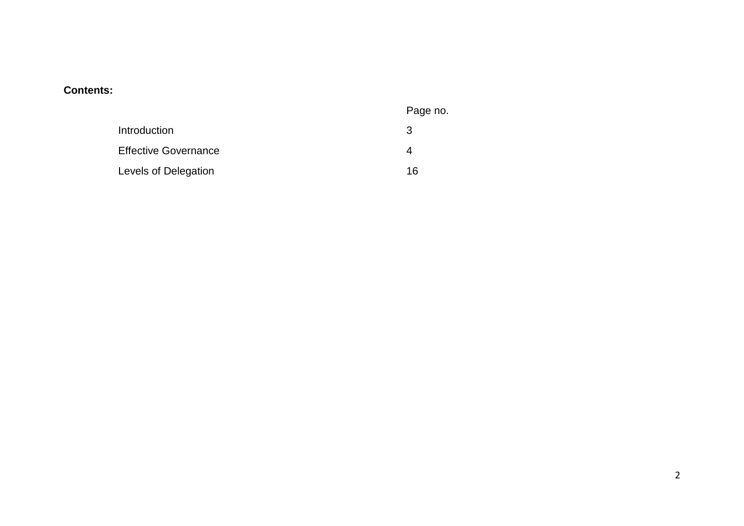**Contents:**

| | Page no. |
|---|---|
| Introduction | 3 |
| Effective Governance | 4 |
| Levels of Delegation | 16 |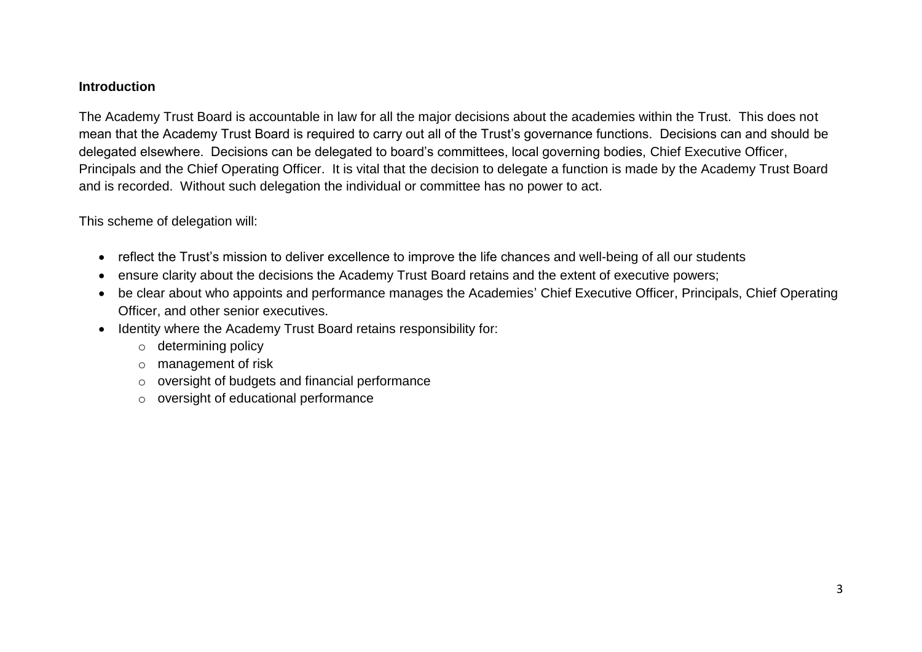## Introduction

The Academy Trust Board is accountable in law for all the major decisions about the academies within the Trust. This does not mean that the Academy Trust Board is required to carry out all of the Trust's governance functions. Decisions can and should be delegated elsewhere. Decisions can be delegated to board's committees, local governing bodies, Chief Executive Officer, Principals and the Chief Operating Officer. It is vital that the decision to delegate a function is made by the Academy Trust Board and is recorded. Without such delegation the individual or committee has no power to act.

This scheme of delegation will:

- reflect the Trust's mission to deliver excellence to improve the life chances and well-being of all our students
- ensure clarity about the decisions the Academy Trust Board retains and the extent of executive powers;
- be clear about who appoints and performance manages the Academies' Chief Executive Officer, Principals, Chief Operating Officer, and other senior executives.
- Identity where the Academy Trust Board retains responsibility for:
  - determining policy
  - management of risk
  - oversight of budgets and financial performance
  - oversight of educational performance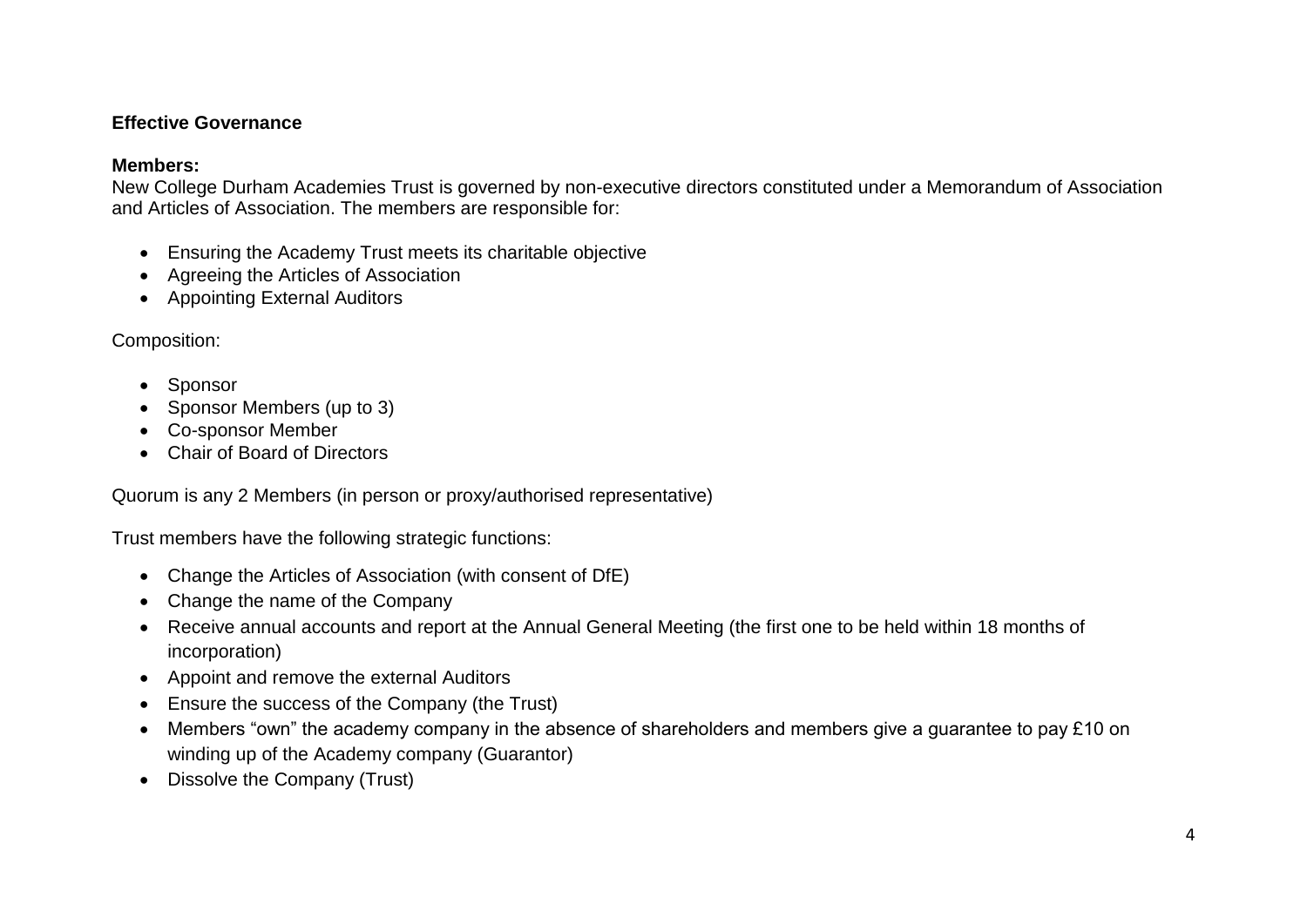**Effective Governance**

**Members:**
New College Durham Academies Trust is governed by non-executive directors constituted under a Memorandum of Association and Articles of Association. The members are responsible for:

- Ensuring the Academy Trust meets its charitable objective
- Agreeing the Articles of Association
- Appointing External Auditors

Composition:

- Sponsor
- Sponsor Members (up to 3)
- Co-sponsor Member
- Chair of Board of Directors

Quorum is any 2 Members (in person or proxy/authorised representative)

Trust members have the following strategic functions:

- Change the Articles of Association (with consent of DfE)
- Change the name of the Company
- Receive annual accounts and report at the Annual General Meeting (the first one to be held within 18 months of incorporation)
- Appoint and remove the external Auditors
- Ensure the success of the Company (the Trust)
- Members "own" the academy company in the absence of shareholders and members give a guarantee to pay £10 on winding up of the Academy company (Guarantor)
- Dissolve the Company (Trust)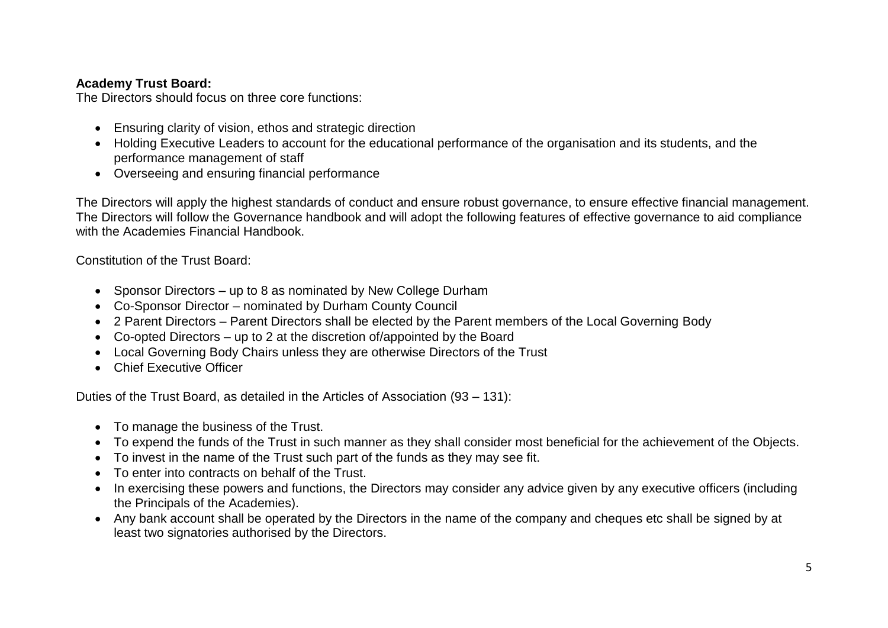**Academy Trust Board:**
The Directors should focus on three core functions:

- Ensuring clarity of vision, ethos and strategic direction
- Holding Executive Leaders to account for the educational performance of the organisation and its students, and the performance management of staff
- Overseeing and ensuring financial performance

The Directors will apply the highest standards of conduct and ensure robust governance, to ensure effective financial management. The Directors will follow the Governance handbook and will adopt the following features of effective governance to aid compliance with the Academies Financial Handbook.

Constitution of the Trust Board:

- Sponsor Directors – up to 8 as nominated by New College Durham
- Co-Sponsor Director – nominated by Durham County Council
- 2 Parent Directors – Parent Directors shall be elected by the Parent members of the Local Governing Body
- Co-opted Directors – up to 2 at the discretion of/appointed by the Board
- Local Governing Body Chairs unless they are otherwise Directors of the Trust
- Chief Executive Officer

Duties of the Trust Board, as detailed in the Articles of Association (93 – 131):

- To manage the business of the Trust.
- To expend the funds of the Trust in such manner as they shall consider most beneficial for the achievement of the Objects.
- To invest in the name of the Trust such part of the funds as they may see fit.
- To enter into contracts on behalf of the Trust.
- In exercising these powers and functions, the Directors may consider any advice given by any executive officers (including the Principals of the Academies).
- Any bank account shall be operated by the Directors in the name of the company and cheques etc shall be signed by at least two signatories authorised by the Directors.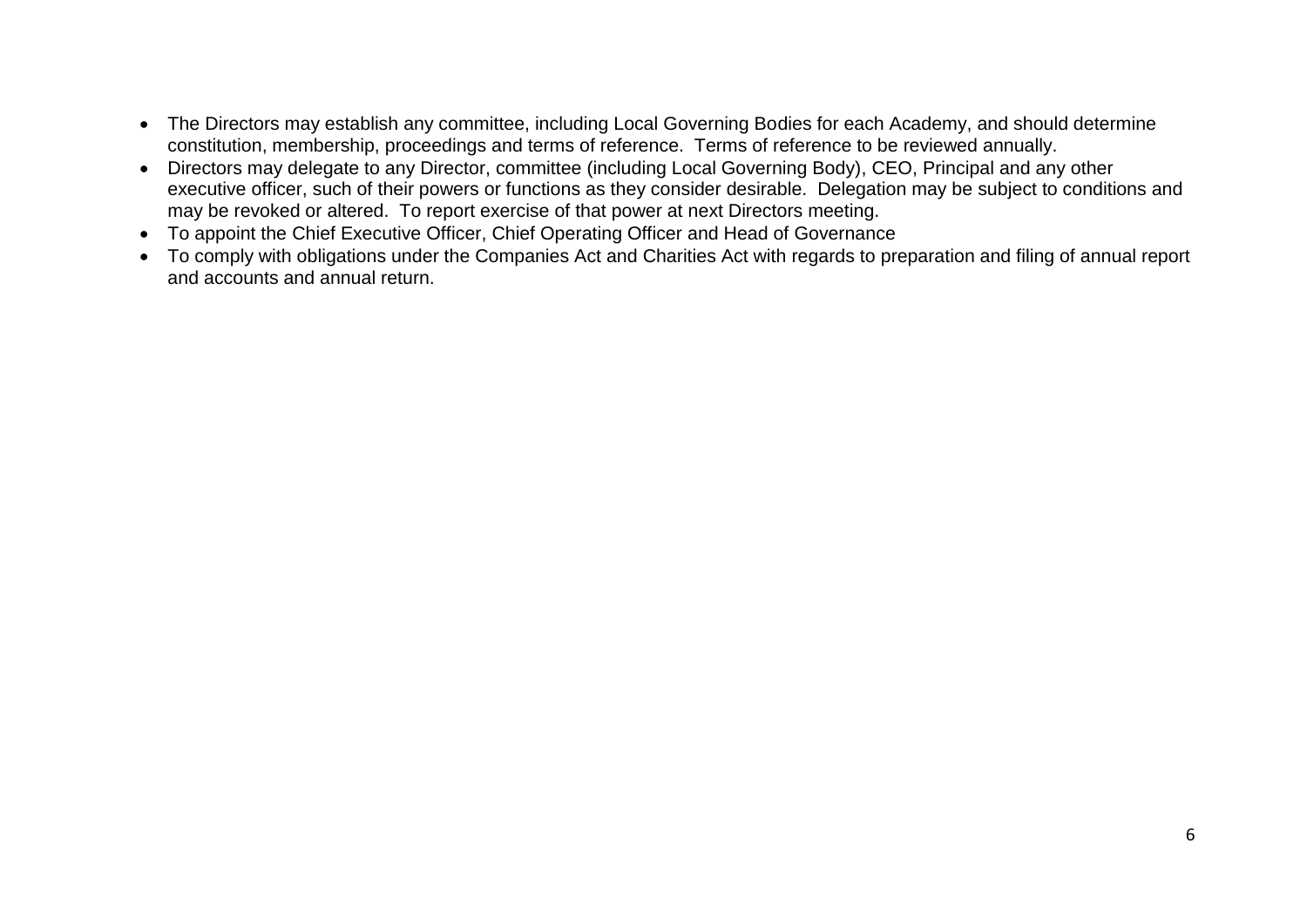- The Directors may establish any committee, including Local Governing Bodies for each Academy, and should determine constitution, membership, proceedings and terms of reference. Terms of reference to be reviewed annually.
- Directors may delegate to any Director, committee (including Local Governing Body), CEO, Principal and any other executive officer, such of their powers or functions as they consider desirable. Delegation may be subject to conditions and may be revoked or altered. To report exercise of that power at next Directors meeting.
- To appoint the Chief Executive Officer, Chief Operating Officer and Head of Governance
- To comply with obligations under the Companies Act and Charities Act with regards to preparation and filing of annual report and accounts and annual return.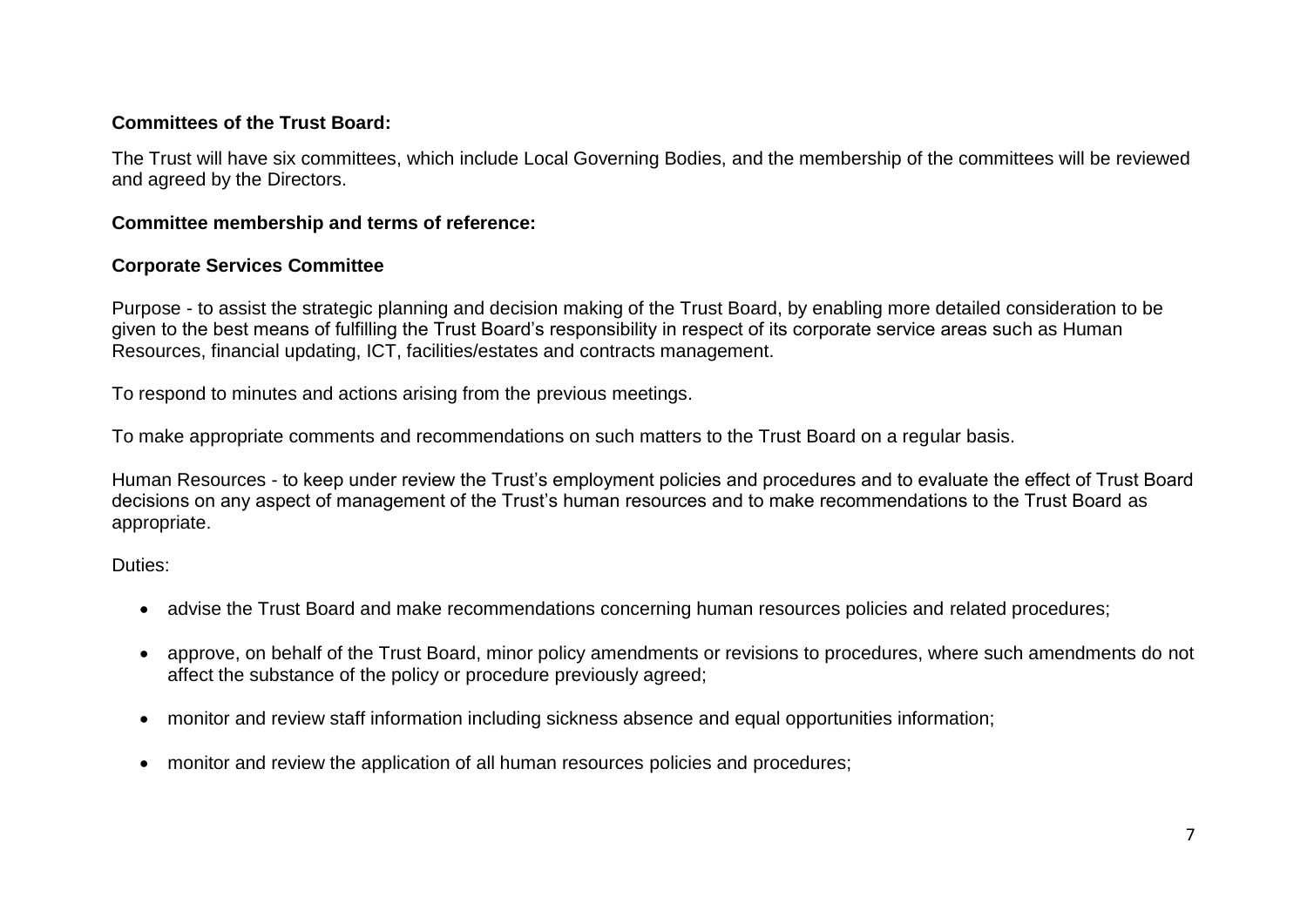**Committees of the Trust Board:**

The Trust will have six committees, which include Local Governing Bodies, and the membership of the committees will be reviewed and agreed by the Directors.

**Committee membership and terms of reference:**

**Corporate Services Committee**

Purpose - to assist the strategic planning and decision making of the Trust Board, by enabling more detailed consideration to be given to the best means of fulfilling the Trust Board's responsibility in respect of its corporate service areas such as Human Resources, financial updating, ICT, facilities/estates and contracts management.

To respond to minutes and actions arising from the previous meetings.

To make appropriate comments and recommendations on such matters to the Trust Board on a regular basis.

Human Resources - to keep under review the Trust's employment policies and procedures and to evaluate the effect of Trust Board decisions on any aspect of management of the Trust's human resources and to make recommendations to the Trust Board as appropriate.

Duties:

- advise the Trust Board and make recommendations concerning human resources policies and related procedures;
- approve, on behalf of the Trust Board, minor policy amendments or revisions to procedures, where such amendments do not affect the substance of the policy or procedure previously agreed;
- monitor and review staff information including sickness absence and equal opportunities information;
- monitor and review the application of all human resources policies and procedures;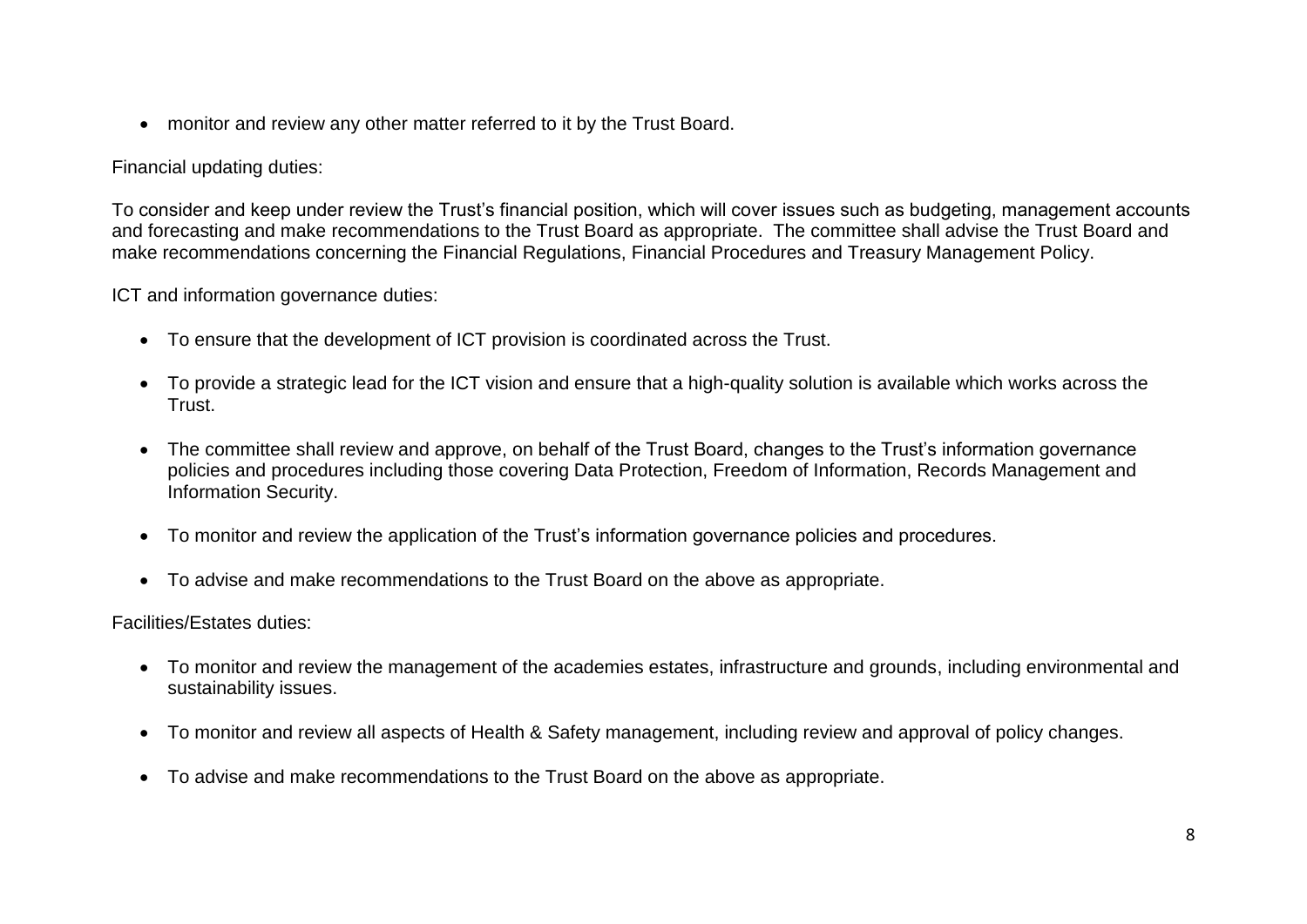- monitor and review any other matter referred to it by the Trust Board.

Financial updating duties:

To consider and keep under review the Trust's financial position, which will cover issues such as budgeting, management accounts and forecasting and make recommendations to the Trust Board as appropriate. The committee shall advise the Trust Board and make recommendations concerning the Financial Regulations, Financial Procedures and Treasury Management Policy.

ICT and information governance duties:

- To ensure that the development of ICT provision is coordinated across the Trust.
- To provide a strategic lead for the ICT vision and ensure that a high-quality solution is available which works across the Trust.
- The committee shall review and approve, on behalf of the Trust Board, changes to the Trust's information governance policies and procedures including those covering Data Protection, Freedom of Information, Records Management and Information Security.
- To monitor and review the application of the Trust's information governance policies and procedures.
- To advise and make recommendations to the Trust Board on the above as appropriate.

Facilities/Estates duties:

- To monitor and review the management of the academies estates, infrastructure and grounds, including environmental and sustainability issues.
- To monitor and review all aspects of Health & Safety management, including review and approval of policy changes.
- To advise and make recommendations to the Trust Board on the above as appropriate.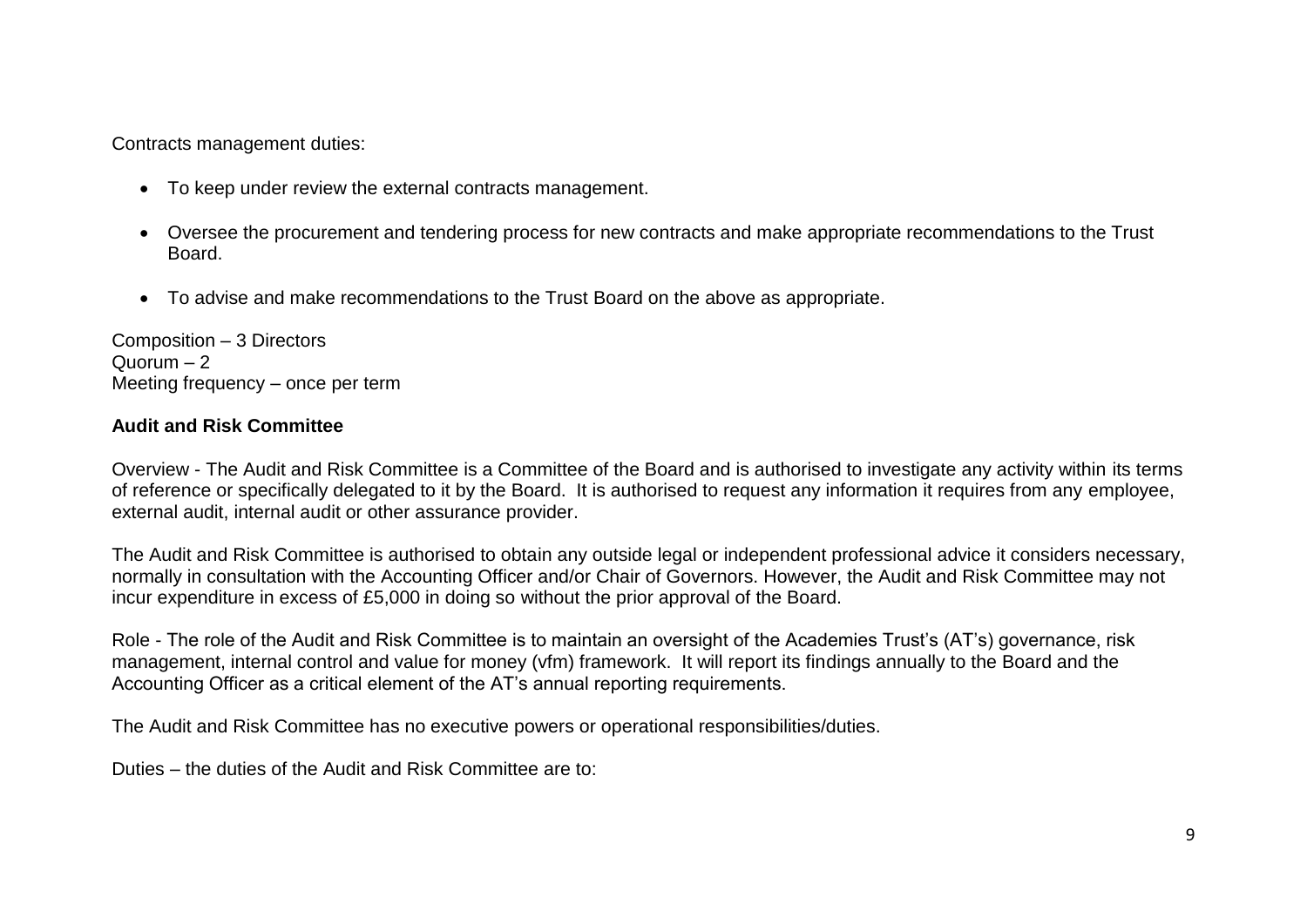Contracts management duties:

- To keep under review the external contracts management.
- Oversee the procurement and tendering process for new contracts and make appropriate recommendations to the Trust Board.
- To advise and make recommendations to the Trust Board on the above as appropriate.

Composition – 3 Directors
Quorum – 2
Meeting frequency – once per term

**Audit and Risk Committee**

Overview - The Audit and Risk Committee is a Committee of the Board and is authorised to investigate any activity within its terms of reference or specifically delegated to it by the Board. It is authorised to request any information it requires from any employee, external audit, internal audit or other assurance provider.

The Audit and Risk Committee is authorised to obtain any outside legal or independent professional advice it considers necessary, normally in consultation with the Accounting Officer and/or Chair of Governors. However, the Audit and Risk Committee may not incur expenditure in excess of £5,000 in doing so without the prior approval of the Board.

Role - The role of the Audit and Risk Committee is to maintain an oversight of the Academies Trust's (AT's) governance, risk management, internal control and value for money (vfm) framework. It will report its findings annually to the Board and the Accounting Officer as a critical element of the AT's annual reporting requirements.

The Audit and Risk Committee has no executive powers or operational responsibilities/duties.

Duties – the duties of the Audit and Risk Committee are to: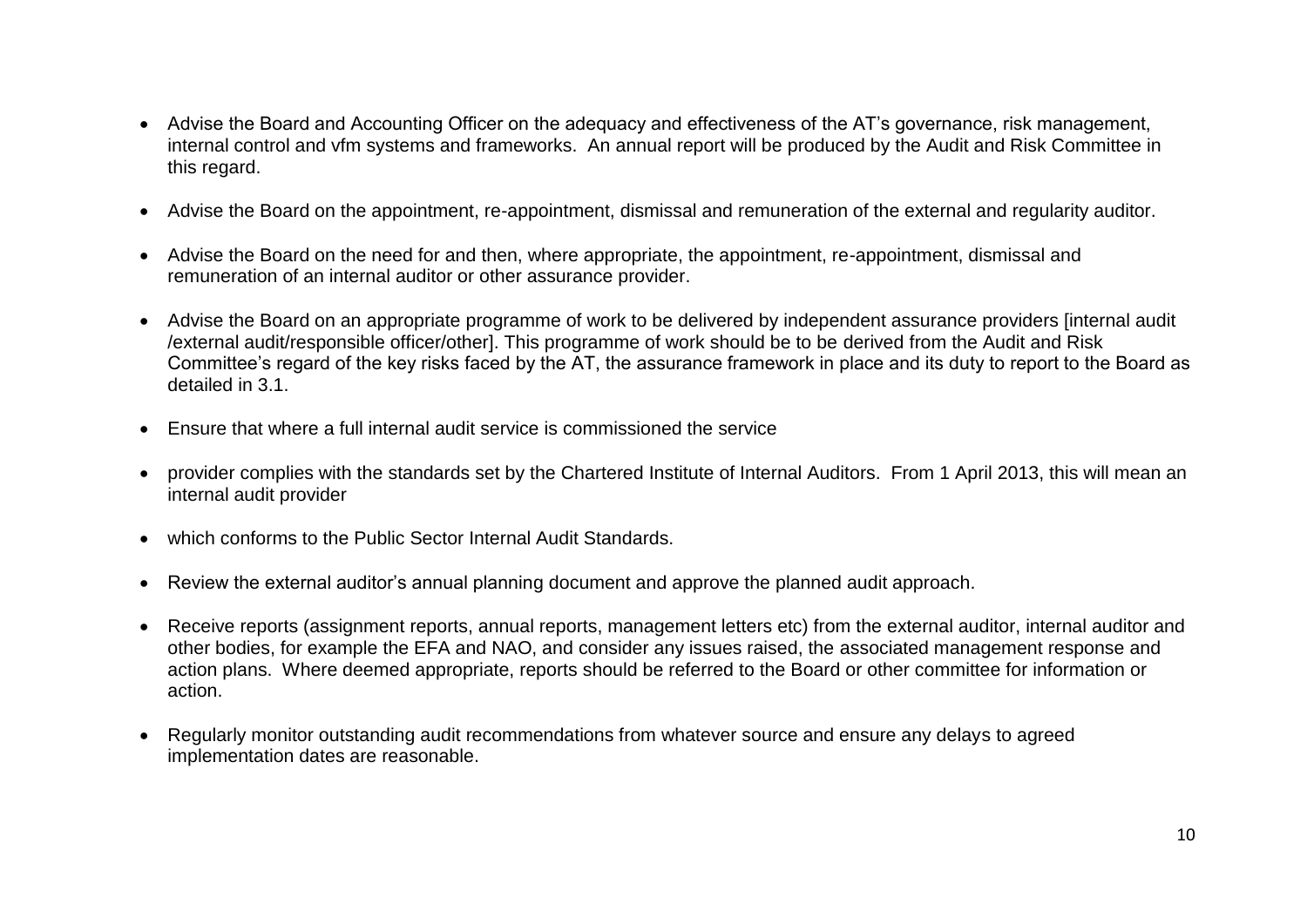- Advise the Board and Accounting Officer on the adequacy and effectiveness of the AT's governance, risk management, internal control and vfm systems and frameworks. An annual report will be produced by the Audit and Risk Committee in this regard.

- Advise the Board on the appointment, re-appointment, dismissal and remuneration of the external and regularity auditor.

- Advise the Board on the need for and then, where appropriate, the appointment, re-appointment, dismissal and remuneration of an internal auditor or other assurance provider.

- Advise the Board on an appropriate programme of work to be delivered by independent assurance providers [internal audit /external audit/responsible officer/other]. This programme of work should be to be derived from the Audit and Risk Committee's regard of the key risks faced by the AT, the assurance framework in place and its duty to report to the Board as detailed in 3.1.

- Ensure that where a full internal audit service is commissioned the service

- provider complies with the standards set by the Chartered Institute of Internal Auditors. From 1 April 2013, this will mean an internal audit provider

- which conforms to the Public Sector Internal Audit Standards.

- Review the external auditor's annual planning document and approve the planned audit approach.

- Receive reports (assignment reports, annual reports, management letters etc) from the external auditor, internal auditor and other bodies, for example the EFA and NAO, and consider any issues raised, the associated management response and action plans. Where deemed appropriate, reports should be referred to the Board or other committee for information or action.

- Regularly monitor outstanding audit recommendations from whatever source and ensure any delays to agreed implementation dates are reasonable.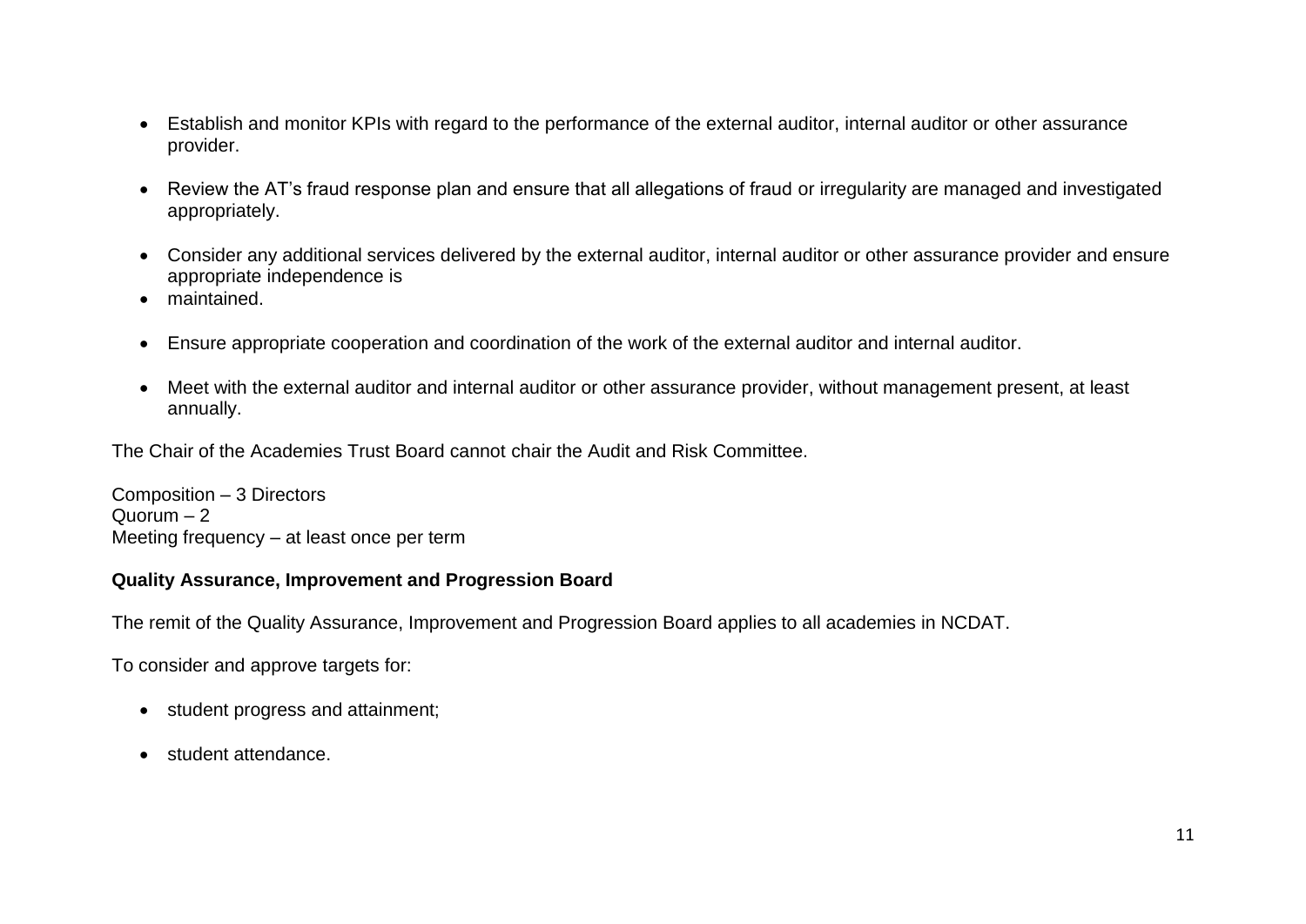- Establish and monitor KPIs with regard to the performance of the external auditor, internal auditor or other assurance provider.

- Review the AT's fraud response plan and ensure that all allegations of fraud or irregularity are managed and investigated appropriately.

- Consider any additional services delivered by the external auditor, internal auditor or other assurance provider and ensure appropriate independence is
- maintained.

- Ensure appropriate cooperation and coordination of the work of the external auditor and internal auditor.

- Meet with the external auditor and internal auditor or other assurance provider, without management present, at least annually.

The Chair of the Academies Trust Board cannot chair the Audit and Risk Committee.

Composition – 3 Directors
Quorum – 2
Meeting frequency – at least once per term

**Quality Assurance, Improvement and Progression Board**

The remit of the Quality Assurance, Improvement and Progression Board applies to all academies in NCDAT.

To consider and approve targets for:

- student progress and attainment;

- student attendance.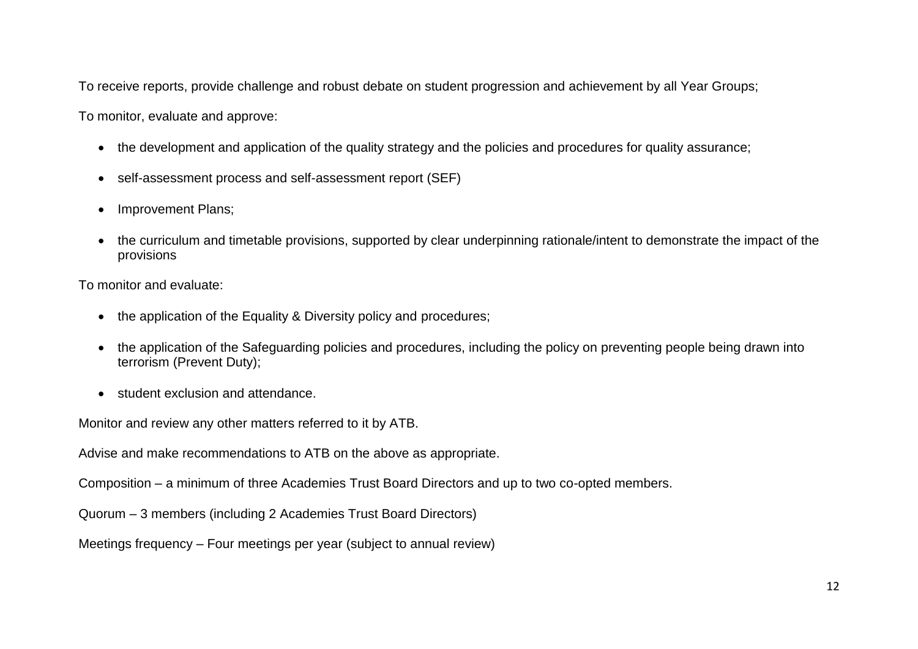To receive reports, provide challenge and robust debate on student progression and achievement by all Year Groups;

To monitor, evaluate and approve:

- the development and application of the quality strategy and the policies and procedures for quality assurance;
- self-assessment process and self-assessment report (SEF)
- Improvement Plans;
- the curriculum and timetable provisions, supported by clear underpinning rationale/intent to demonstrate the impact of the provisions

To monitor and evaluate:

- the application of the Equality & Diversity policy and procedures;
- the application of the Safeguarding policies and procedures, including the policy on preventing people being drawn into terrorism (Prevent Duty);
- student exclusion and attendance.

Monitor and review any other matters referred to it by ATB.

Advise and make recommendations to ATB on the above as appropriate.

Composition – a minimum of three Academies Trust Board Directors and up to two co-opted members.

Quorum – 3 members (including 2 Academies Trust Board Directors)

Meetings frequency – Four meetings per year (subject to annual review)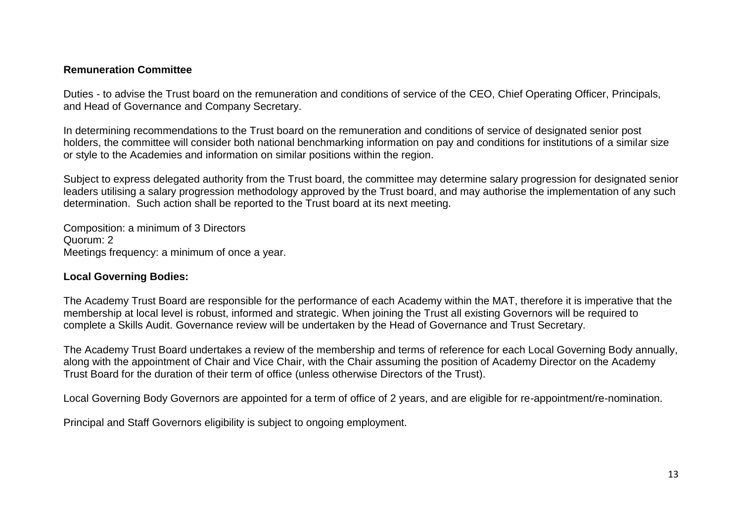**Remuneration Committee**

Duties - to advise the Trust board on the remuneration and conditions of service of the CEO, Chief Operating Officer, Principals, and Head of Governance and Company Secretary.

In determining recommendations to the Trust board on the remuneration and conditions of service of designated senior post holders, the committee will consider both national benchmarking information on pay and conditions for institutions of a similar size or style to the Academies and information on similar positions within the region.

Subject to express delegated authority from the Trust board, the committee may determine salary progression for designated senior leaders utilising a salary progression methodology approved by the Trust board, and may authorise the implementation of any such determination. Such action shall be reported to the Trust board at its next meeting.

Composition: a minimum of 3 Directors
Quorum: 2
Meetings frequency: a minimum of once a year.

**Local Governing Bodies:**

The Academy Trust Board are responsible for the performance of each Academy within the MAT, therefore it is imperative that the membership at local level is robust, informed and strategic. When joining the Trust all existing Governors will be required to complete a Skills Audit. Governance review will be undertaken by the Head of Governance and Trust Secretary.

The Academy Trust Board undertakes a review of the membership and terms of reference for each Local Governing Body annually, along with the appointment of Chair and Vice Chair, with the Chair assuming the position of Academy Director on the Academy Trust Board for the duration of their term of office (unless otherwise Directors of the Trust).

Local Governing Body Governors are appointed for a term of office of 2 years, and are eligible for re-appointment/re-nomination.

Principal and Staff Governors eligibility is subject to ongoing employment.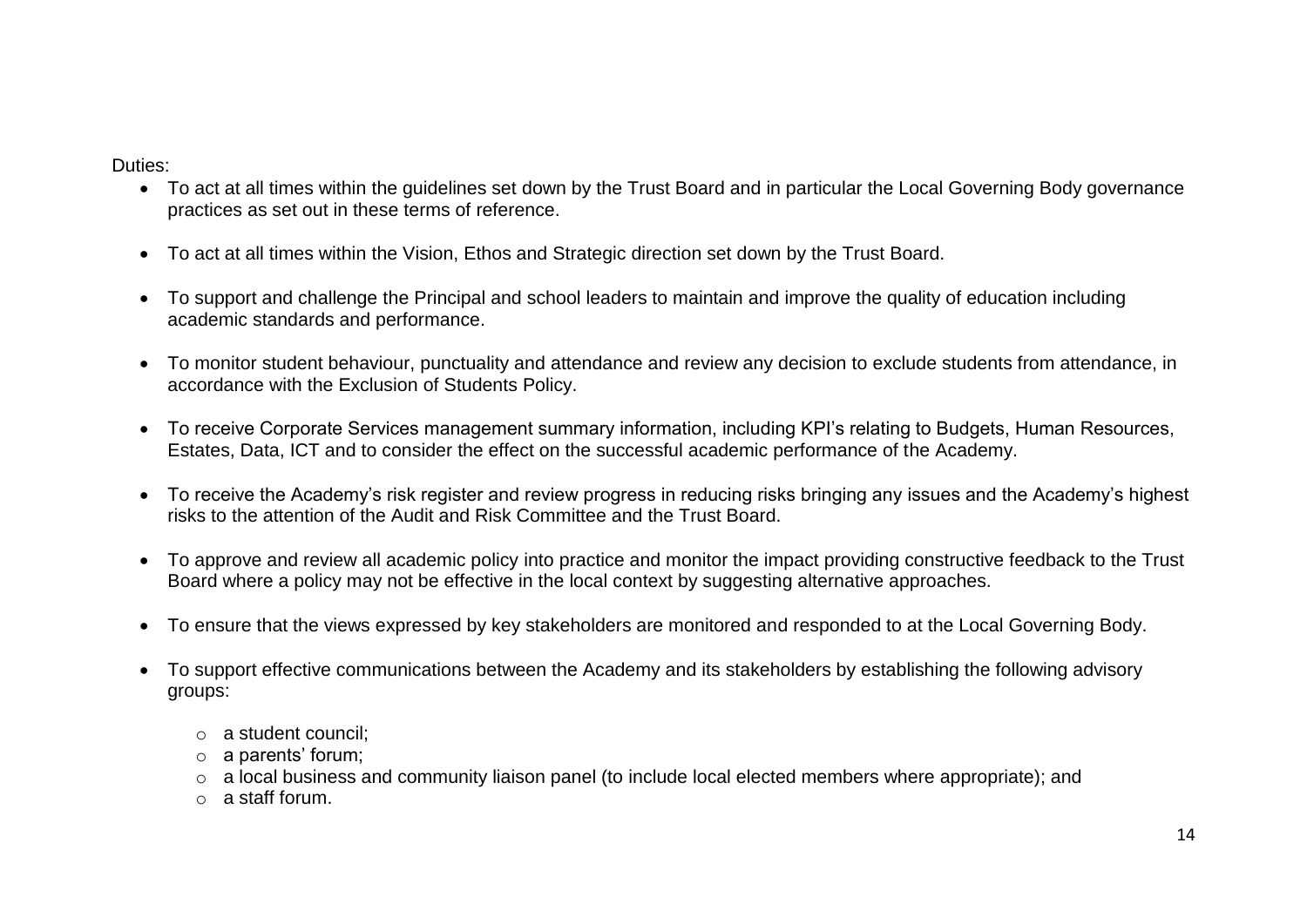Duties:

- To act at all times within the guidelines set down by the Trust Board and in particular the Local Governing Body governance practices as set out in these terms of reference.

- To act at all times within the Vision, Ethos and Strategic direction set down by the Trust Board.

- To support and challenge the Principal and school leaders to maintain and improve the quality of education including academic standards and performance.

- To monitor student behaviour, punctuality and attendance and review any decision to exclude students from attendance, in accordance with the Exclusion of Students Policy.

- To receive Corporate Services management summary information, including KPI's relating to Budgets, Human Resources, Estates, Data, ICT and to consider the effect on the successful academic performance of the Academy.

- To receive the Academy's risk register and review progress in reducing risks bringing any issues and the Academy's highest risks to the attention of the Audit and Risk Committee and the Trust Board.

- To approve and review all academic policy into practice and monitor the impact providing constructive feedback to the Trust Board where a policy may not be effective in the local context by suggesting alternative approaches.

- To ensure that the views expressed by key stakeholders are monitored and responded to at the Local Governing Body.

- To support effective communications between the Academy and its stakeholders by establishing the following advisory groups:

  - a student council;
  - a parents' forum;
  - a local business and community liaison panel (to include local elected members where appropriate); and
  - a staff forum.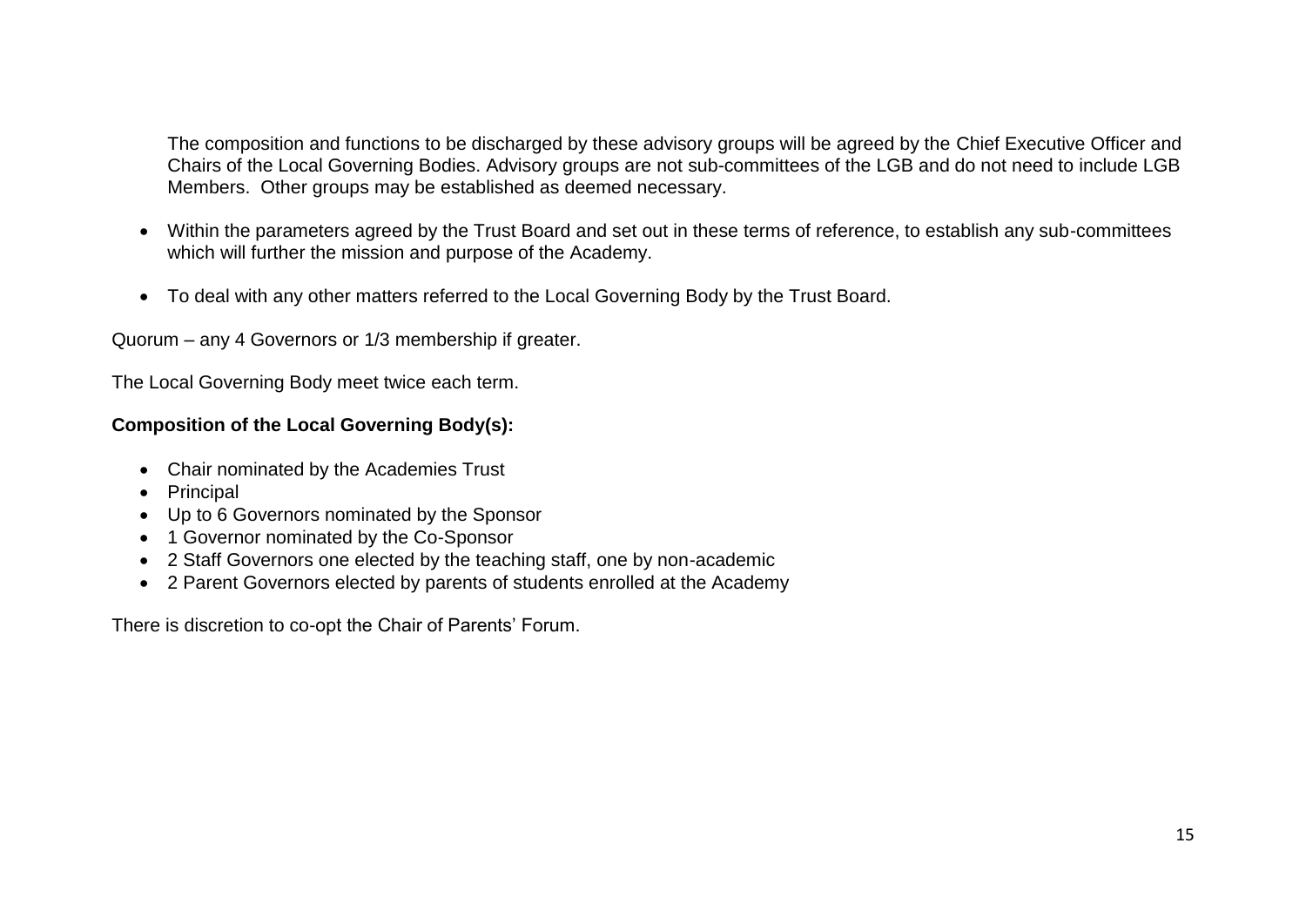The composition and functions to be discharged by these advisory groups will be agreed by the Chief Executive Officer and Chairs of the Local Governing Bodies. Advisory groups are not sub-committees of the LGB and do not need to include LGB Members. Other groups may be established as deemed necessary.

- Within the parameters agreed by the Trust Board and set out in these terms of reference, to establish any sub-committees which will further the mission and purpose of the Academy.
- To deal with any other matters referred to the Local Governing Body by the Trust Board.

Quorum – any 4 Governors or 1/3 membership if greater.

The Local Governing Body meet twice each term.

**Composition of the Local Governing Body(s):**

- Chair nominated by the Academies Trust
- Principal
- Up to 6 Governors nominated by the Sponsor
- 1 Governor nominated by the Co-Sponsor
- 2 Staff Governors one elected by the teaching staff, one by non-academic
- 2 Parent Governors elected by parents of students enrolled at the Academy

There is discretion to co-opt the Chair of Parents' Forum.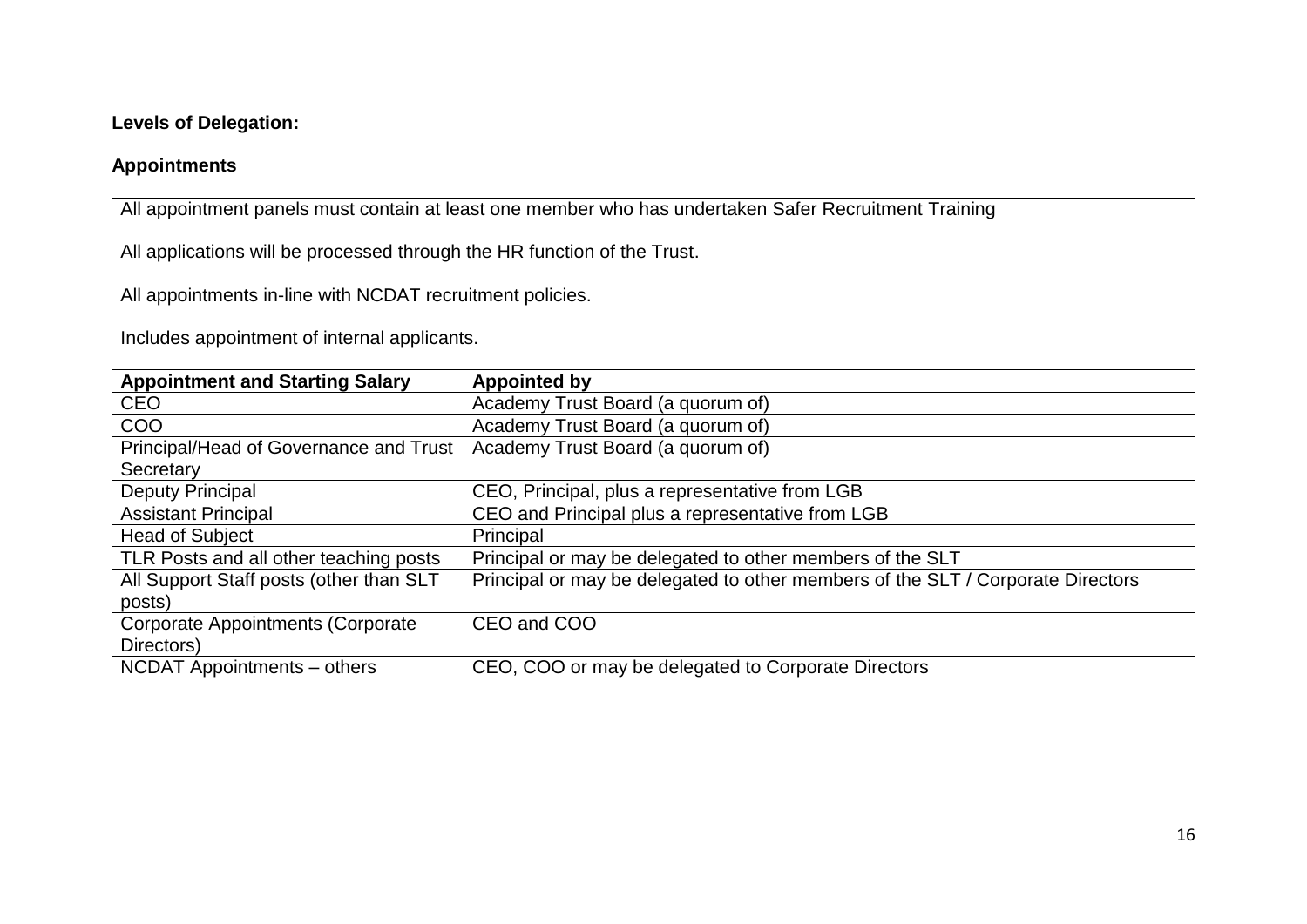**Levels of Delegation:**

**Appointments**

All appointment panels must contain at least one member who has undertaken Safer Recruitment Training

All applications will be processed through the HR function of the Trust.

All appointments in-line with NCDAT recruitment policies.

Includes appointment of internal applicants.

| **Appointment and Starting Salary** | **Appointed by** |
|---|---|
| CEO | Academy Trust Board (a quorum of) |
| COO | Academy Trust Board (a quorum of) |
| Principal/Head of Governance and Trust Secretary | Academy Trust Board (a quorum of) |
| Deputy Principal | CEO, Principal, plus a representative from LGB |
| Assistant Principal | CEO and Principal plus a representative from LGB |
| Head of Subject | Principal |
| TLR Posts and all other teaching posts | Principal or may be delegated to other members of the SLT |
| All Support Staff posts (other than SLT posts) | Principal or may be delegated to other members of the SLT / Corporate Directors |
| Corporate Appointments (Corporate Directors) | CEO and COO |
| NCDAT Appointments – others | CEO, COO or may be delegated to Corporate Directors |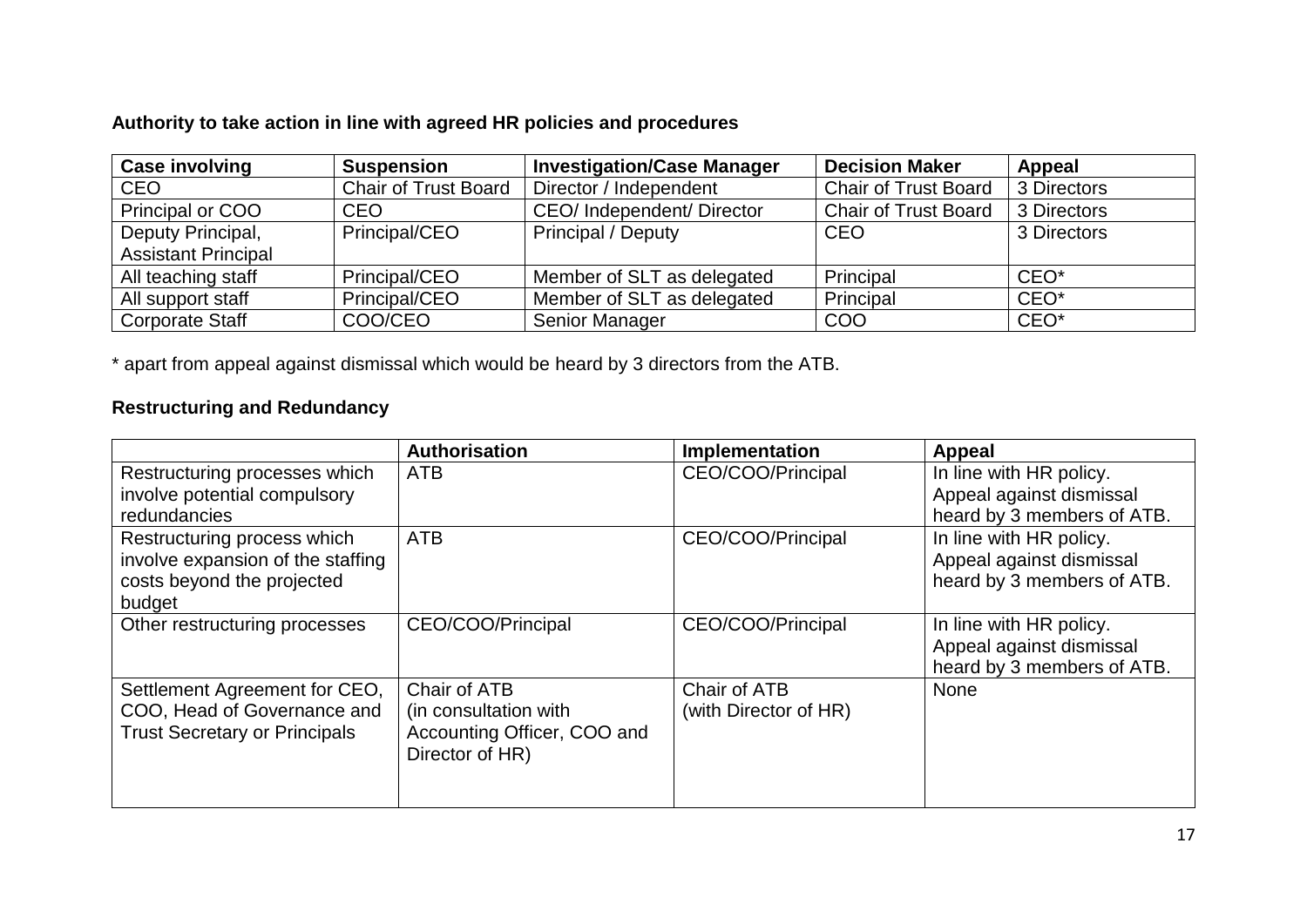**Authority to take action in line with agreed HR policies and procedures**

| Case involving | Suspension | Investigation/Case Manager | Decision Maker | Appeal |
|---|---|---|---|---|
| CEO | Chair of Trust Board | Director / Independent | Chair of Trust Board | 3 Directors |
| Principal or COO | CEO | CEO/ Independent/ Director | Chair of Trust Board | 3 Directors |
| Deputy Principal, Assistant Principal | Principal/CEO | Principal / Deputy | CEO | 3 Directors |
| All teaching staff | Principal/CEO | Member of SLT as delegated | Principal | CEO* |
| All support staff | Principal/CEO | Member of SLT as delegated | Principal | CEO* |
| Corporate Staff | COO/CEO | Senior Manager | COO | CEO* |

* apart from appeal against dismissal which would be heard by 3 directors from the ATB.

**Restructuring and Redundancy**

| | Authorisation | Implementation | Appeal |
|---|---|---|---|
| Restructuring processes which involve potential compulsory redundancies | ATB | CEO/COO/Principal | In line with HR policy. Appeal against dismissal heard by 3 members of ATB. |
| Restructuring process which involve expansion of the staffing costs beyond the projected budget | ATB | CEO/COO/Principal | In line with HR policy. Appeal against dismissal heard by 3 members of ATB. |
| Other restructuring processes | CEO/COO/Principal | CEO/COO/Principal | In line with HR policy. Appeal against dismissal heard by 3 members of ATB. |
| Settlement Agreement for CEO, COO, Head of Governance and Trust Secretary or Principals | Chair of ATB (in consultation with Accounting Officer, COO and Director of HR) | Chair of ATB (with Director of HR) | None |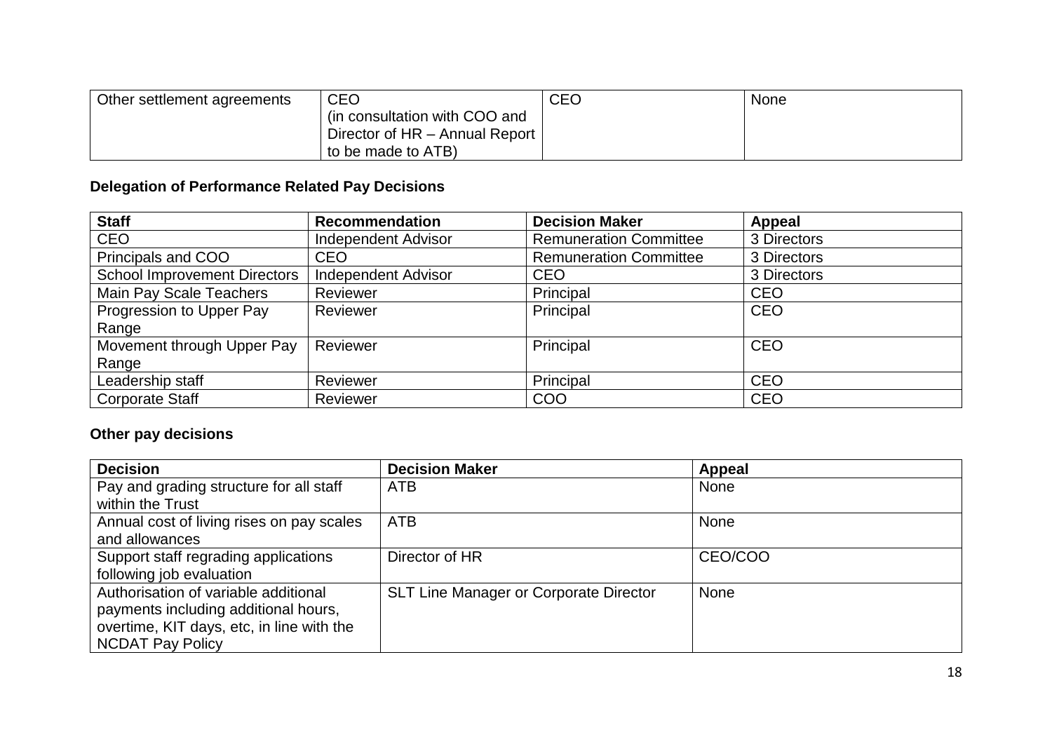| Other settlement agreements | CEO (in consultation with COO and Director of HR – Annual Report to be made to ATB) | CEO | None |
|---|---|---|---|

**Delegation of Performance Related Pay Decisions**

| Staff | Recommendation | Decision Maker | Appeal |
|---|---|---|---|
| CEO | Independent Advisor | Remuneration Committee | 3 Directors |
| Principals and COO | CEO | Remuneration Committee | 3 Directors |
| School Improvement Directors | Independent Advisor | CEO | 3 Directors |
| Main Pay Scale Teachers | Reviewer | Principal | CEO |
| Progression to Upper Pay Range | Reviewer | Principal | CEO |
| Movement through Upper Pay Range | Reviewer | Principal | CEO |
| Leadership staff | Reviewer | Principal | CEO |
| Corporate Staff | Reviewer | COO | CEO |

**Other pay decisions**

| Decision | Decision Maker | Appeal |
|---|---|---|
| Pay and grading structure for all staff within the Trust | ATB | None |
| Annual cost of living rises on pay scales and allowances | ATB | None |
| Support staff regrading applications following job evaluation | Director of HR | CEO/COO |
| Authorisation of variable additional payments including additional hours, overtime, KIT days, etc, in line with the NCDAT Pay Policy | SLT Line Manager or Corporate Director | None |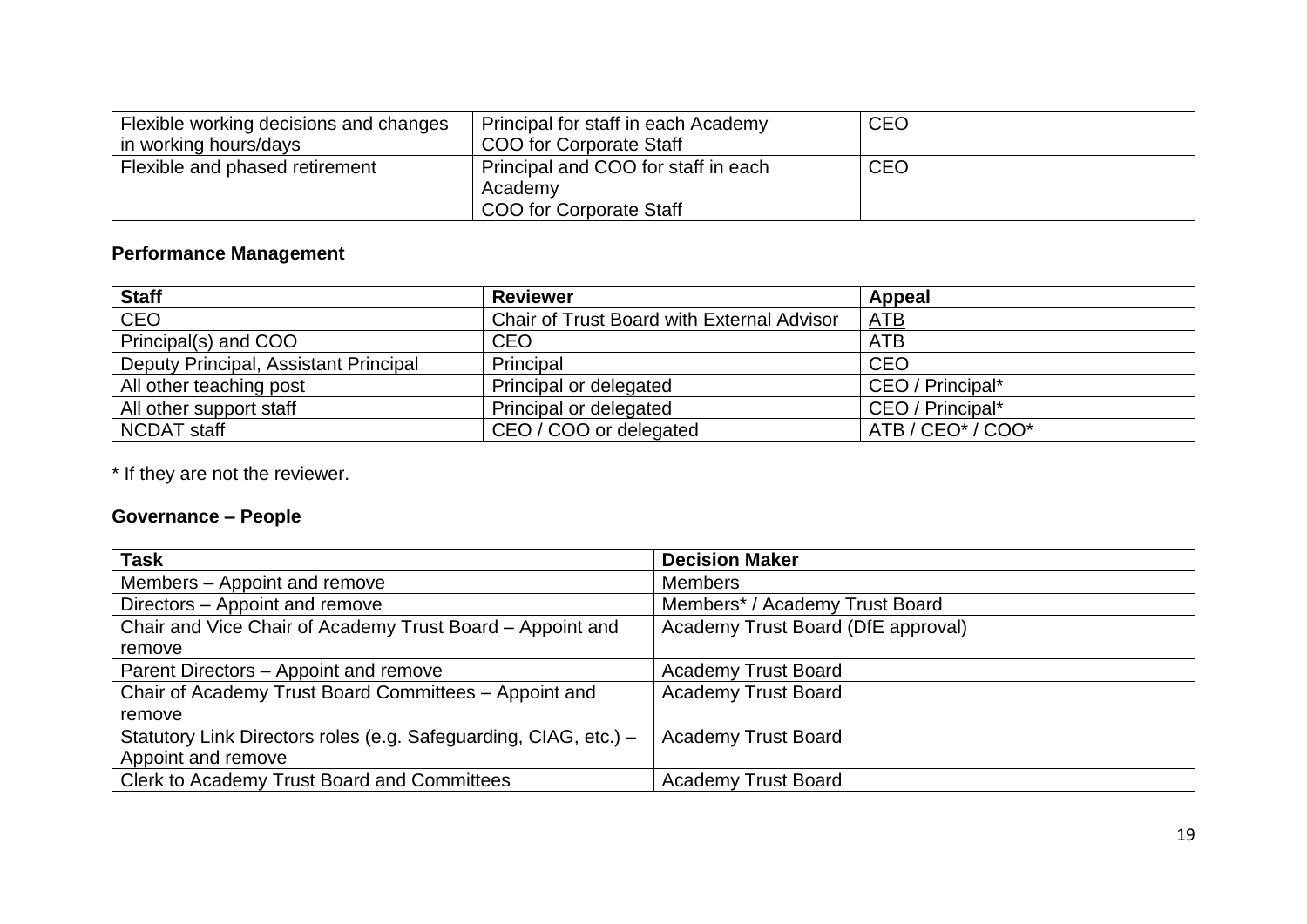| Flexible working decisions and changes in working hours/days | Principal for staff in each Academy<br>COO for Corporate Staff | CEO |
|---|---|---|
| Flexible and phased retirement | Principal and COO for staff in each Academy<br>COO for Corporate Staff | CEO |

**Performance Management**

| Staff | Reviewer | Appeal |
|---|---|---|
| CEO | Chair of Trust Board with External Advisor | ATB |
| Principal(s) and COO | CEO | ATB |
| Deputy Principal, Assistant Principal | Principal | CEO |
| All other teaching post | Principal or delegated | CEO / Principal* |
| All other support staff | Principal or delegated | CEO / Principal* |
| NCDAT staff | CEO / COO or delegated | ATB / CEO* / COO* |

* If they are not the reviewer.

**Governance – People**

| Task | Decision Maker |
|---|---|
| Members – Appoint and remove | Members |
| Directors – Appoint and remove | Members* / Academy Trust Board |
| Chair and Vice Chair of Academy Trust Board – Appoint and remove | Academy Trust Board (DfE approval) |
| Parent Directors – Appoint and remove | Academy Trust Board |
| Chair of Academy Trust Board Committees – Appoint and remove | Academy Trust Board |
| Statutory Link Directors roles (e.g. Safeguarding, CIAG, etc.) – Appoint and remove | Academy Trust Board |
| Clerk to Academy Trust Board and Committees | Academy Trust Board |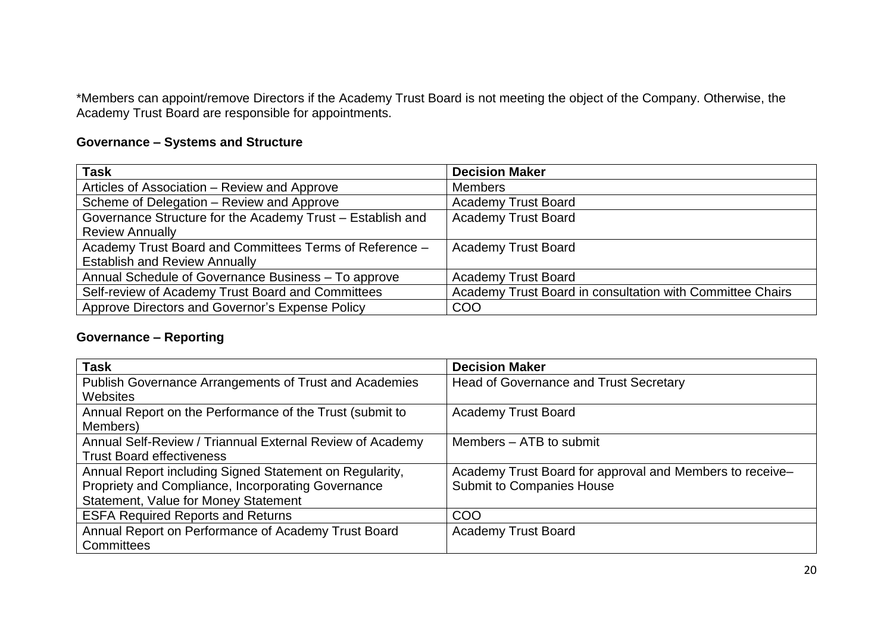*Members can appoint/remove Directors if the Academy Trust Board is not meeting the object of the Company. Otherwise, the Academy Trust Board are responsible for appointments.

**Governance – Systems and Structure**

| Task | Decision Maker |
|---|---|
| Articles of Association – Review and Approve | Members |
| Scheme of Delegation – Review and Approve | Academy Trust Board |
| Governance Structure for the Academy Trust – Establish and Review Annually | Academy Trust Board |
| Academy Trust Board and Committees Terms of Reference – Establish and Review Annually | Academy Trust Board |
| Annual Schedule of Governance Business – To approve | Academy Trust Board |
| Self-review of Academy Trust Board and Committees | Academy Trust Board in consultation with Committee Chairs |
| Approve Directors and Governor's Expense Policy | COO |

**Governance – Reporting**

| Task | Decision Maker |
|---|---|
| Publish Governance Arrangements of Trust and Academies Websites | Head of Governance and Trust Secretary |
| Annual Report on the Performance of the Trust (submit to Members) | Academy Trust Board |
| Annual Self-Review / Triannual External Review of Academy Trust Board effectiveness | Members – ATB to submit |
| Annual Report including Signed Statement on Regularity, Propriety and Compliance, Incorporating Governance Statement, Value for Money Statement | Academy Trust Board for approval and Members to receive– Submit to Companies House |
| ESFA Required Reports and Returns | COO |
| Annual Report on Performance of Academy Trust Board Committees | Academy Trust Board |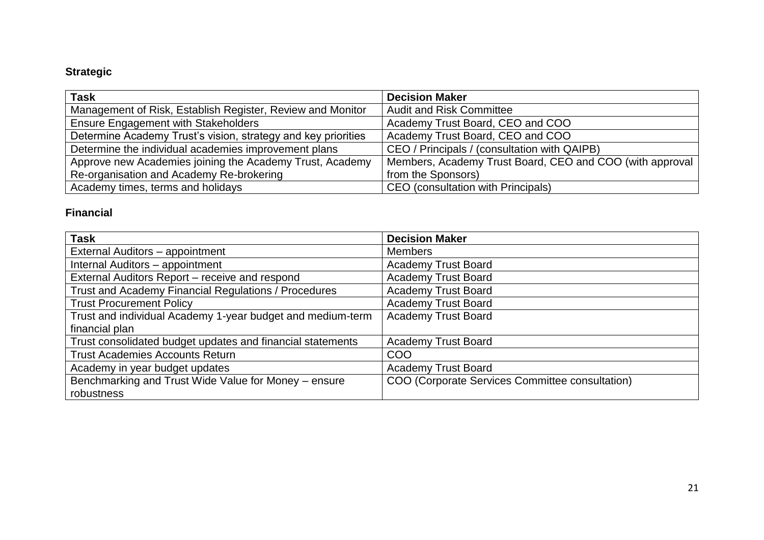**Strategic**

| Task | Decision Maker |
|---|---|
| Management of Risk, Establish Register, Review and Monitor | Audit and Risk Committee |
| Ensure Engagement with Stakeholders | Academy Trust Board, CEO and COO |
| Determine Academy Trust's vision, strategy and key priorities | Academy Trust Board, CEO and COO |
| Determine the individual academies improvement plans | CEO / Principals / (consultation with QAIPB) |
| Approve new Academies joining the Academy Trust, Academy Re-organisation and Academy Re-brokering | Members, Academy Trust Board, CEO and COO (with approval from the Sponsors) |
| Academy times, terms and holidays | CEO (consultation with Principals) |

**Financial**

| Task | Decision Maker |
|---|---|
| External Auditors – appointment | Members |
| Internal Auditors – appointment | Academy Trust Board |
| External Auditors Report – receive and respond | Academy Trust Board |
| Trust and Academy Financial Regulations / Procedures | Academy Trust Board |
| Trust Procurement Policy | Academy Trust Board |
| Trust and individual Academy 1-year budget and medium-term financial plan | Academy Trust Board |
| Trust consolidated budget updates and financial statements | Academy Trust Board |
| Trust Academies Accounts Return | COO |
| Academy in year budget updates | Academy Trust Board |
| Benchmarking and Trust Wide Value for Money – ensure robustness | COO (Corporate Services Committee consultation) |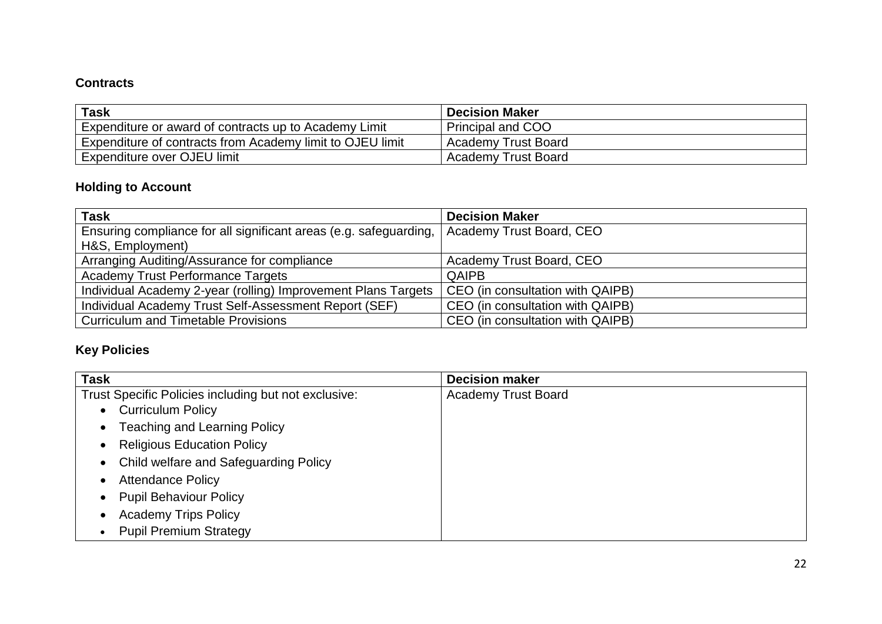### Contracts

| Task | Decision Maker |
| --- | --- |
| Expenditure or award of contracts up to Academy Limit | Principal and COO |
| Expenditure of contracts from Academy limit to OJEU limit | Academy Trust Board |
| Expenditure over OJEU limit | Academy Trust Board |

### Holding to Account

| Task | Decision Maker |
| --- | --- |
| Ensuring compliance for all significant areas (e.g. safeguarding, H&S, Employment) | Academy Trust Board, CEO |
| Arranging Auditing/Assurance for compliance | Academy Trust Board, CEO |
| Academy Trust Performance Targets | QAIPB |
| Individual Academy 2-year (rolling) Improvement Plans Targets | CEO (in consultation with QAIPB) |
| Individual Academy Trust Self-Assessment Report (SEF) | CEO (in consultation with QAIPB) |
| Curriculum and Timetable Provisions | CEO (in consultation with QAIPB) |

### Key Policies

| Task | Decision maker |
| --- | --- |
| Trust Specific Policies including but not exclusive:<br>• Curriculum Policy<br>• Teaching and Learning Policy<br>• Religious Education Policy<br>• Child welfare and Safeguarding Policy<br>• Attendance Policy<br>• Pupil Behaviour Policy<br>• Academy Trips Policy<br>• Pupil Premium Strategy | Academy Trust Board |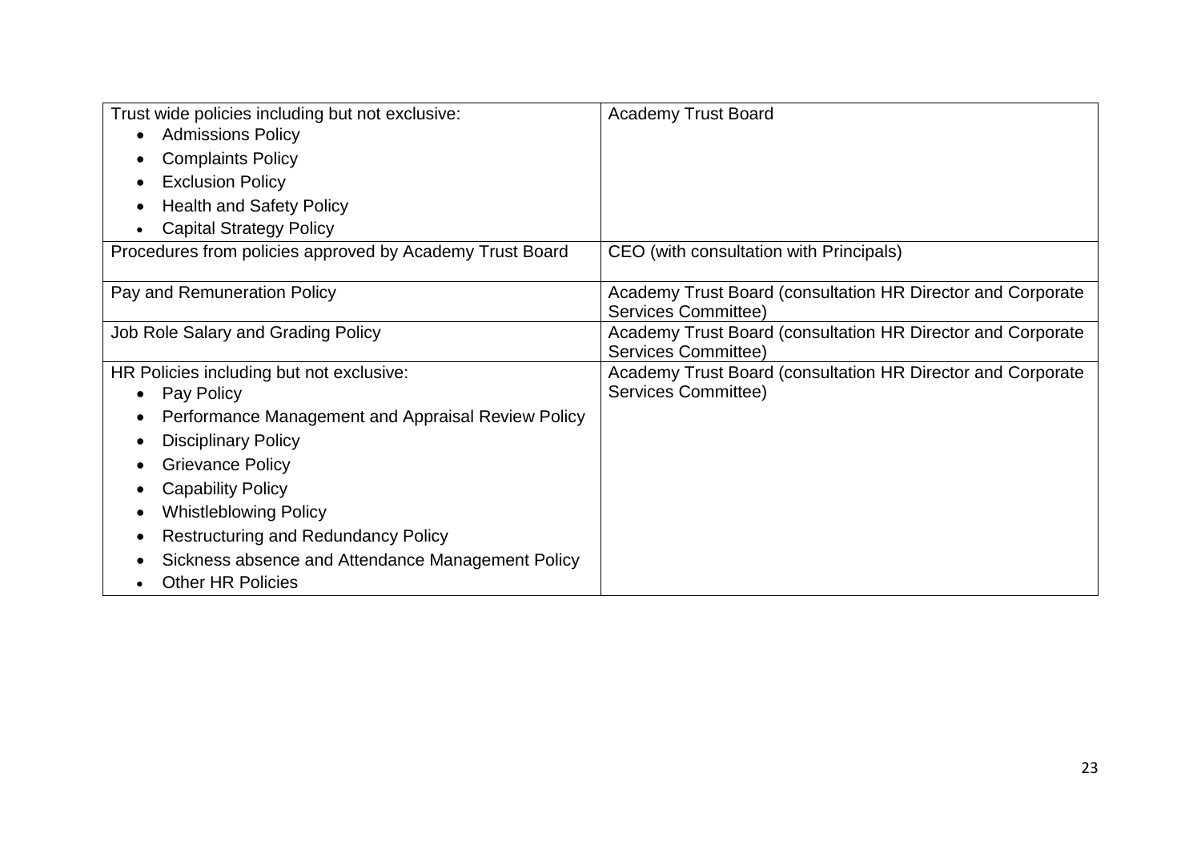| | |
|---|---|
| Trust wide policies including but not exclusive:<br>• Admissions Policy<br>• Complaints Policy<br>• Exclusion Policy<br>• Health and Safety Policy<br>• Capital Strategy Policy | Academy Trust Board |
| Procedures from policies approved by Academy Trust Board | CEO (with consultation with Principals) |
| Pay and Remuneration Policy | Academy Trust Board (consultation HR Director and Corporate Services Committee) |
| Job Role Salary and Grading Policy | Academy Trust Board (consultation HR Director and Corporate Services Committee) |
| HR Policies including but not exclusive:<br>• Pay Policy<br>• Performance Management and Appraisal Review Policy<br>• Disciplinary Policy<br>• Grievance Policy<br>• Capability Policy<br>• Whistleblowing Policy<br>• Restructuring and Redundancy Policy<br>• Sickness absence and Attendance Management Policy<br>• Other HR Policies | Academy Trust Board (consultation HR Director and Corporate Services Committee) |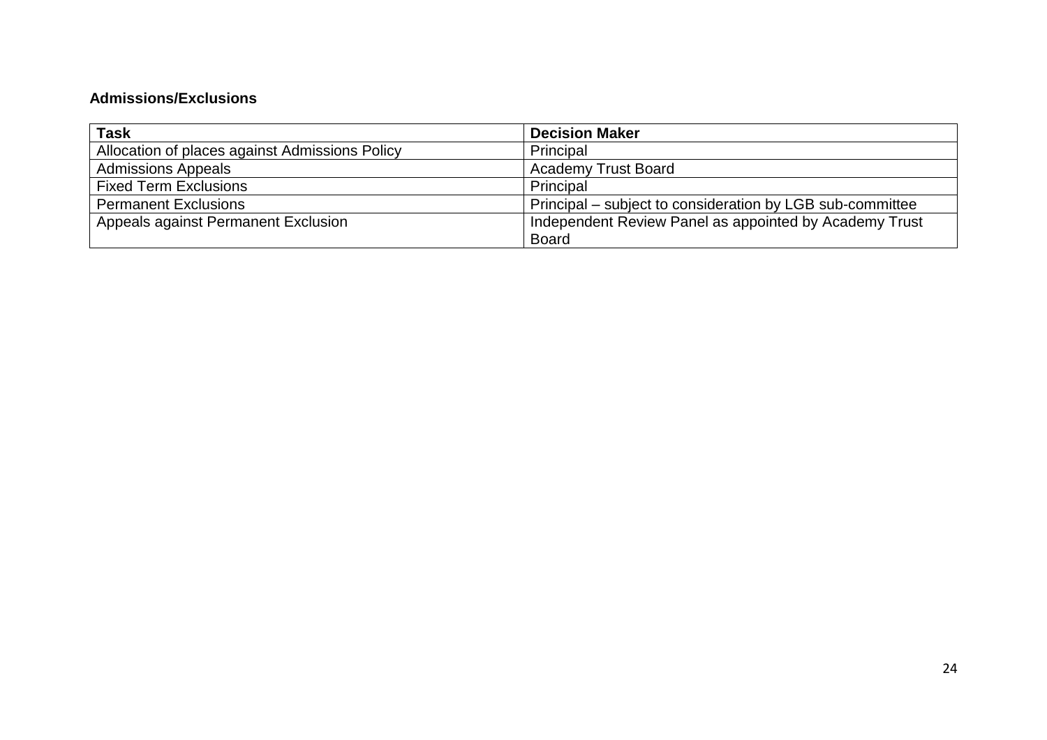**Admissions/Exclusions**

| **Task** | **Decision Maker** |
|---|---|
| Allocation of places against Admissions Policy | Principal |
| Admissions Appeals | Academy Trust Board |
| Fixed Term Exclusions | Principal |
| Permanent Exclusions | Principal – subject to consideration by LGB sub-committee |
| Appeals against Permanent Exclusion | Independent Review Panel as appointed by Academy Trust Board |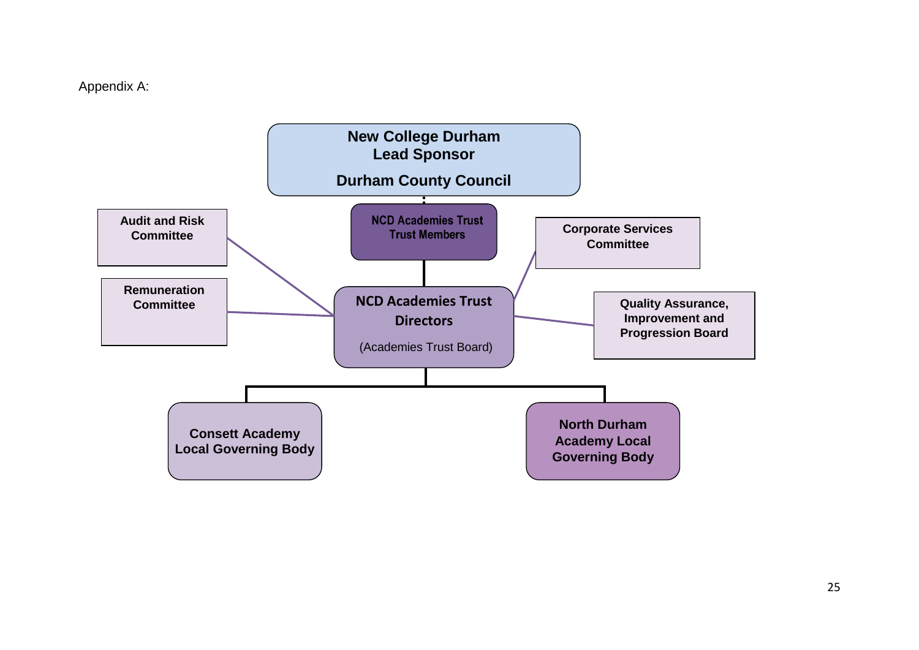Appendix A:

New College Durham
Lead Sponsor

Durham County Council

NCD Academies Trust
Trust Members

Audit and Risk Committee

Remuneration Committee

NCD Academies Trust
Directors

(Academies Trust Board)

Corporate Services Committee

Quality Assurance, Improvement and Progression Board

Consett Academy Local Governing Body

North Durham Academy Local Governing Body